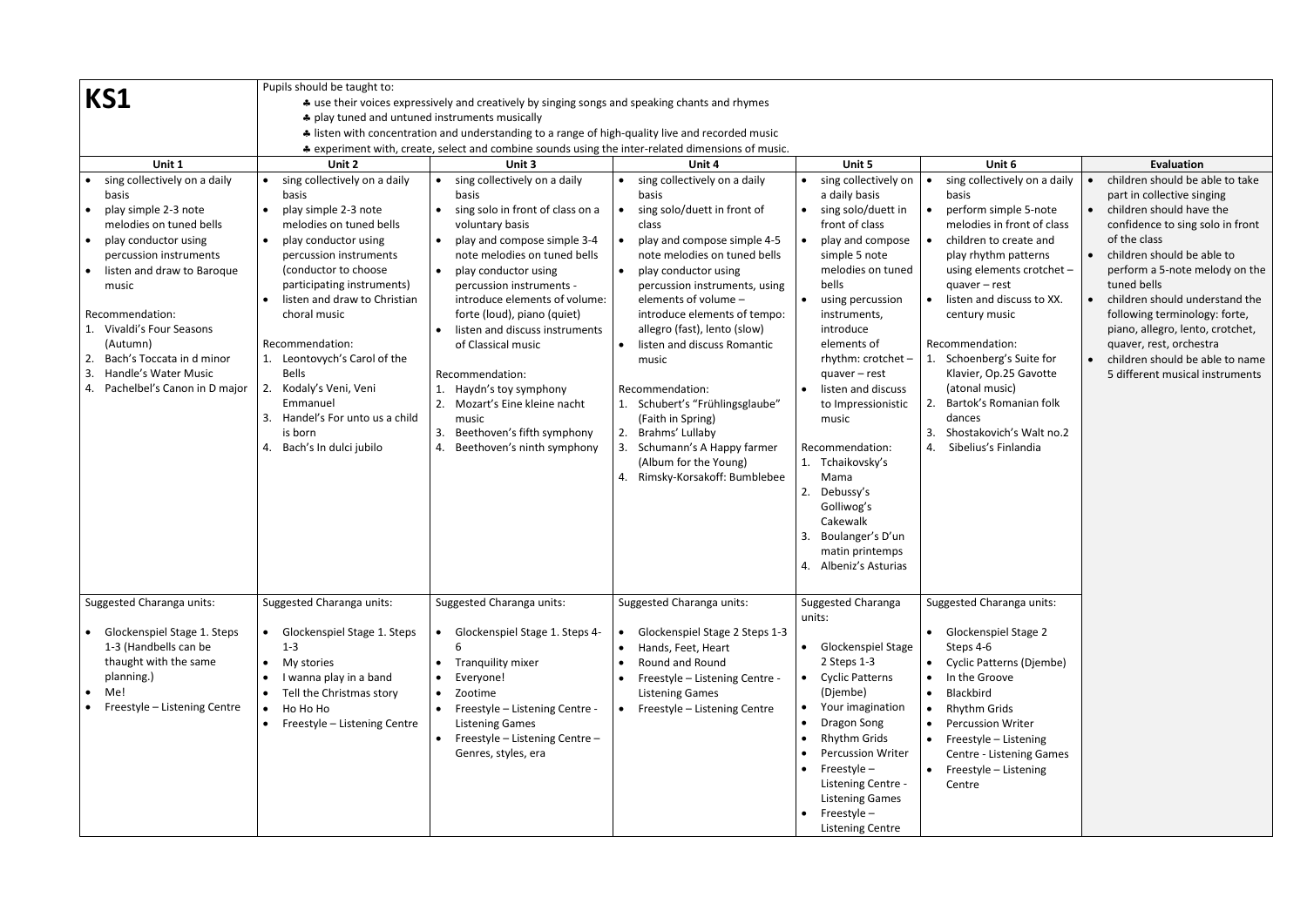# KS1

Pupils should be taught to:

- ♣ use their voices expressively and creatively by singing songs and speaking chants and rhymes
- ♣ play tuned and untuned instruments musically
- ♣ listen with concentration and understanding to a range of high-quality live and recorded music
- ♣ experiment with, create, select and combine sounds using the inter-related dimensions of music.

| Unit 1 | Unit 2 | Unit 3 | Unit 4 | Unit 5 | Unit 6 | Evaluation |
|---|---|---|---|---|---|---|
| • sing collectively on a daily basis<br>• play simple 2-3 note melodies on tuned bells<br>• play conductor using percussion instruments<br>• listen and draw to Baroque music<br><br>Recommendation:<br>1. Vivaldi's Four Seasons (Autumn)<br>2. Bach's Toccata in d minor<br>3. Handle's Water Music<br>4. Pachelbel's Canon in D major | • sing collectively on a daily basis<br>• play simple 2-3 note melodies on tuned bells<br>• play conductor using percussion instruments (conductor to choose participating instruments)<br>• listen and draw to Christian choral music<br><br>Recommendation:<br>1. Leontovych's Carol of the Bells<br>2. Kodaly's Veni, Veni Emmanuel<br>3. Handel's For unto us a child is born<br>4. Bach's In dulci jubilo | • sing collectively on a daily basis<br>• sing solo in front of class on a voluntary basis<br>• play and compose simple 3-4 note melodies on tuned bells<br>• play conductor using percussion instruments - introduce elements of volume: forte (loud), piano (quiet)<br>• listen and discuss instruments of Classical music<br><br>Recommendation:<br>1. Haydn's toy symphony<br>2. Mozart's Eine kleine nacht music<br>3. Beethoven's fifth symphony<br>4. Beethoven's ninth symphony | • sing collectively on a daily basis<br>• sing solo/duett in front of class<br>• play and compose simple 4-5 note melodies on tuned bells<br>• play conductor using percussion instruments, using elements of volume – introduce elements of tempo: allegro (fast), lento (slow)<br>• listen and discuss Romantic music<br><br>Recommendation:<br>1. Schubert's "Frühlingsglaube" (Faith in Spring)<br>2. Brahms' Lullaby<br>3. Schumann's A Happy farmer (Album for the Young)<br>4. Rimsky-Korsakoff: Bumblebee | • sing collectively on a daily basis<br>• sing solo/duett in front of class<br>• play and compose simple 5 note melodies on tuned bells<br>• using percussion instruments, introduce elements of rhythm: crotchet – quaver – rest<br>• listen and discuss to Impressionistic music<br><br>Recommendation:<br>1. Tchaikovsky's Mama<br>2. Debussy's Golliwog's Cakewalk<br>3. Boulanger's D'un matin printemps<br>4. Albeniz's Asturias | • sing collectively on a daily basis<br>• perform simple 5-note melodies in front of class<br>• children to create and play rhythm patterns using elements crotchet – quaver – rest<br>• listen and discuss to XX. century music<br><br>Recommendation:<br>1. Schoenberg's Suite for Klavier, Op.25 Gavotte (atonal music)<br>2. Bartok's Romanian folk dances<br>3. Shostakovich's Walt no.2<br>4. Sibelius's Finlandia | • children should be able to take part in collective singing<br>• children should have the confidence to sing solo in front of the class<br>• children should be able to perform a 5-note melody on the tuned bells<br>• children should understand the following terminology: forte, piano, allegro, lento, crotchet, quaver, rest, orchestra<br>• children should be able to name 5 different musical instruments |
| Suggested Charanga units:<br><br>• Glockenspiel Stage 1. Steps 1-3 (Handbells can be thaught with the same planning.)<br>• Me!<br>• Freestyle – Listening Centre | Suggested Charanga units:<br><br>• Glockenspiel Stage 1. Steps 1-3<br>• My stories<br>• I wanna play in a band<br>• Tell the Christmas story<br>• Ho Ho Ho<br>• Freestyle – Listening Centre | Suggested Charanga units:<br><br>• Glockenspiel Stage 1. Steps 4-6<br>• Tranquility mixer<br>• Everyone!<br>• Zootime<br>• Freestyle – Listening Centre - Listening Games<br>• Freestyle – Listening Centre – Genres, styles, era | Suggested Charanga units:<br><br>• Glockenspiel Stage 2 Steps 1-3<br>• Hands, Feet, Heart<br>• Round and Round<br>• Freestyle – Listening Centre - Listening Games<br>• Freestyle – Listening Centre | Suggested Charanga units:<br><br>• Glockenspiel Stage 2 Steps 1-3<br>• Cyclic Patterns (Djembe)<br>• Your imagination<br>• Dragon Song<br>• Rhythm Grids<br>• Percussion Writer<br>• Freestyle – Listening Centre - Listening Games<br>• Freestyle – Listening Centre | Suggested Charanga units:<br><br>• Glockenspiel Stage 2 Steps 4-6<br>• Cyclic Patterns (Djembe)<br>• In the Groove<br>• Blackbird<br>• Rhythm Grids<br>• Percussion Writer<br>• Freestyle – Listening Centre - Listening Games<br>• Freestyle – Listening Centre | |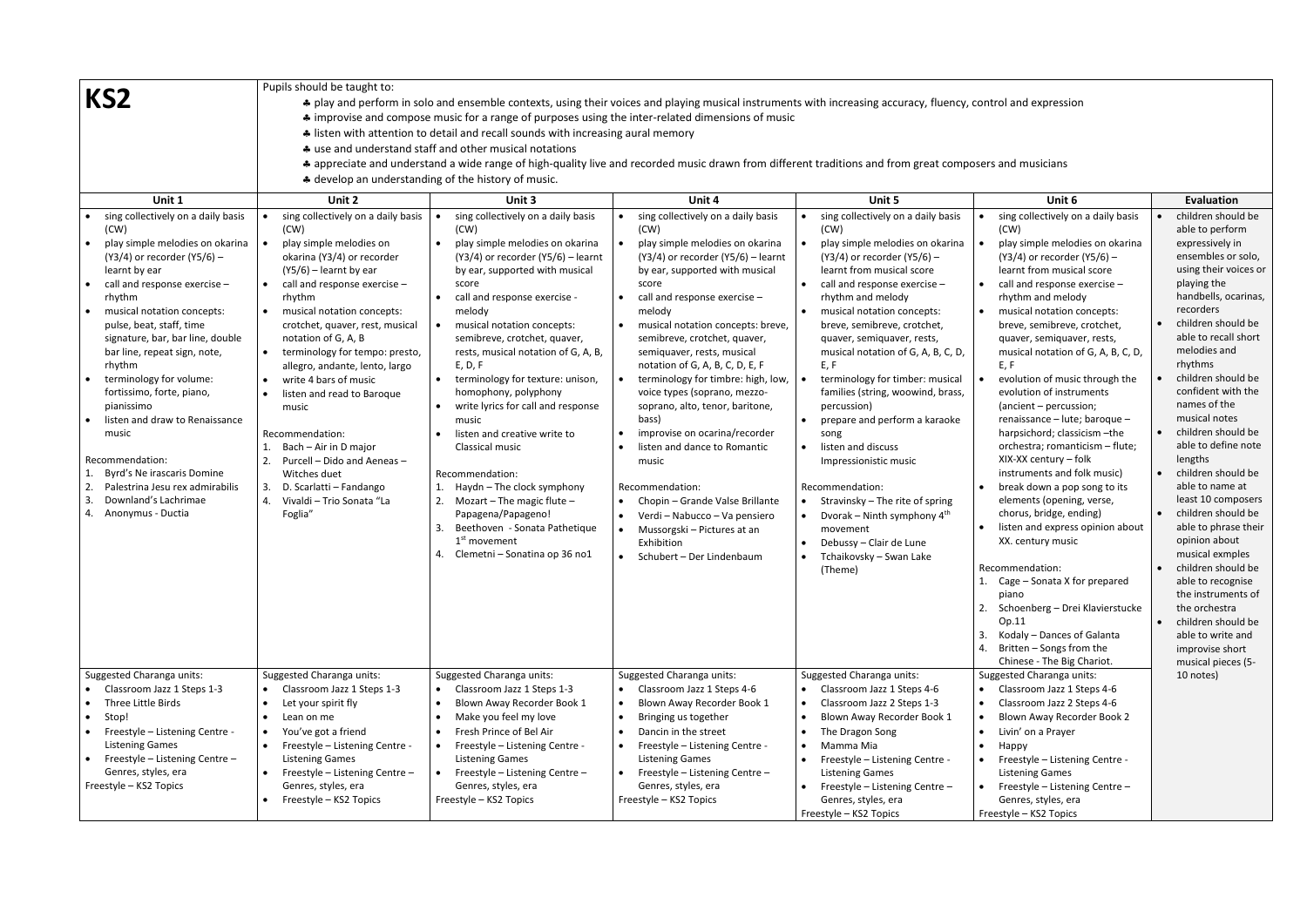| **KS2** | Pupils should be taught to:<br>♣ play and perform in solo and ensemble contexts, using their voices and playing musical instruments with increasing accuracy, fluency, control and expression<br>♣ improvise and compose music for a range of purposes using the inter-related dimensions of music<br>♣ listen with attention to detail and recall sounds with increasing aural memory<br>♣ use and understand staff and other musical notations<br>♣ appreciate and understand a wide range of high-quality live and recorded music drawn from different traditions and from great composers and musicians<br>♣ develop an understanding of the history of music. | | | | | |
|---|---|---|---|---|---|---|
| **Unit 1** | **Unit 2** | **Unit 3** | **Unit 4** | **Unit 5** | **Unit 6** | **Evaluation** |
| • sing collectively on a daily basis (CW)<br>• play simple melodies on okarina (Y3/4) or recorder (Y5/6) – learnt by ear<br>• call and response exercise – rhythm<br>• musical notation concepts: pulse, beat, staff, time signature, bar, bar line, double bar line, repeat sign, note, rhythm<br>• terminology for volume: fortissimo, forte, piano, pianissimo<br>• listen and draw to Renaissance music<br><br>Recommendation:<br>1. Byrd's Ne irascaris Domine<br>2. Palestrina Jesu rex admirabilis<br>3. Downland's Lachrimae<br>4. Anonymus - Ductia | • sing collectively on a daily basis (CW)<br>• play simple melodies on okarina (Y3/4) or recorder (Y5/6) – learnt by ear<br>• call and response exercise – rhythm<br>• musical notation concepts: crotchet, quaver, rest, musical notation of G, A, B<br>• terminology for tempo: presto, allegro, andante, lento, largo<br>• write 4 bars of music<br>• listen and read to Baroque music<br><br>Recommendation:<br>1. Bach – Air in D major<br>2. Purcell – Dido and Aeneas – Witches duet<br>3. D. Scarlatti – Fandango<br>4. Vivaldi – Trio Sonata "La Foglia" | • sing collectively on a daily basis (CW)<br>• play simple melodies on okarina (Y3/4) or recorder (Y5/6) – learnt by ear, supported with musical score<br>• call and response exercise - melody<br>• musical notation concepts: semibreve, crotchet, quaver, rests, musical notation of G, A, B, E, D, F<br>• terminology for texture: unison, homophony, polyphony<br>• write lyrics for call and response music<br>• listen and creative write to Classical music<br><br>Recommendation:<br>1. Haydn – The clock symphony<br>2. Mozart – The magic flute – Papagena/Papageno!<br>3. Beethoven - Sonata Pathetique 1st movement<br>4. Clemetni – Sonatina op 36 no1 | • sing collectively on a daily basis (CW)<br>• play simple melodies on okarina (Y3/4) or recorder (Y5/6) – learnt by ear, supported with musical score<br>• call and response exercise – melody<br>• musical notation concepts: breve, semibreve, crotchet, quaver, semiquaver, rests, musical notation of G, A, B, C, D, E, F<br>• terminology for timbre: high, low, voice types (soprano, mezzo-soprano, alto, tenor, baritone, bass)<br>• improvise on ocarina/recorder<br>• listen and dance to Romantic music<br><br>Recommendation:<br>• Chopin – Grande Valse Brillante<br>• Verdi – Nabucco – Va pensiero<br>• Mussorgski – Pictures at an Exhibition<br>• Schubert – Der Lindenbaum | • sing collectively on a daily basis (CW)<br>• play simple melodies on okarina (Y3/4) or recorder (Y5/6) – learnt from musical score<br>• call and response exercise – rhythm and melody<br>• musical notation concepts: breve, semibreve, crotchet, quaver, semiquaver, rests, musical notation of G, A, B, C, D, E, F<br>• terminology for timber: musical families (string, woowind, brass, percussion)<br>• prepare and perform a karaoke song<br>• listen and discuss Impressionistic music<br><br>Recommendation:<br>• Stravinsky – The rite of spring<br>• Dvorak – Ninth symphony 4th movement<br>• Debussy – Clair de Lune<br>• Tchaikovsky – Swan Lake (Theme) | • sing collectively on a daily basis (CW)<br>• play simple melodies on okarina (Y3/4) or recorder (Y5/6) – learnt from musical score<br>• call and response exercise – rhythm and melody<br>• musical notation concepts: breve, semibreve, crotchet, quaver, semiquaver, rests, musical notation of G, A, B, C, D, E, F<br>• evolution of music through the evolution of instruments (ancient – percussion; renaissance – lute; baroque – harpsichord; classicism –the orchestra; romanticism – flute; XIX-XX century – folk instruments and folk music)<br>• break down a pop song to its elements (opening, verse, chorus, bridge, ending)<br>• listen and express opinion about XX. century music<br><br>Recommendation:<br>1. Cage – Sonata X for prepared piano<br>2. Schoenberg – Drei Klavierstucke Op.11<br>3. Kodaly – Dances of Galanta<br>4. Britten – Songs from the Chinese - The Big Chariot. | • children should be able to perform expressively in ensembles or solo, using their voices or playing the handbells, ocarinas, recorders<br>• children should be able to recall short melodies and rhythms<br>• children should be confident with the names of the musical notes<br>• children should be able to define note lengths<br>• children should be able to name at least 10 composers<br>• children should be able to phrase their opinion about musical exmples<br>• children should be able to recognise the instruments of the orchestra<br>• children should be able to write and improvise short musical pieces (5-10 notes) |
| Suggested Charanga units:<br>• Classroom Jazz 1 Steps 1-3<br>• Three Little Birds<br>• Stop!<br>• Freestyle – Listening Centre - Listening Games<br>• Freestyle – Listening Centre – Genres, styles, era<br>Freestyle – KS2 Topics | Suggested Charanga units:<br>• Classroom Jazz 1 Steps 1-3<br>• Let your spirit fly<br>• Lean on me<br>• You've got a friend<br>• Freestyle – Listening Centre - Listening Games<br>• Freestyle – Listening Centre – Genres, styles, era<br>• Freestyle – KS2 Topics | Suggested Charanga units:<br>• Classroom Jazz 1 Steps 1-3<br>• Blown Away Recorder Book 1<br>• Make you feel my love<br>• Fresh Prince of Bel Air<br>• Freestyle – Listening Centre - Listening Games<br>• Freestyle – Listening Centre – Genres, styles, era<br>Freestyle – KS2 Topics | Suggested Charanga units:<br>• Classroom Jazz 1 Steps 4-6<br>• Blown Away Recorder Book 1<br>• Bringing us together<br>• Dancin in the street<br>• Freestyle – Listening Centre - Listening Games<br>• Freestyle – Listening Centre – Genres, styles, era<br>Freestyle – KS2 Topics | Suggested Charanga units:<br>• Classroom Jazz 1 Steps 4-6<br>• Classroom Jazz 2 Steps 1-3<br>• Blown Away Recorder Book 1<br>• The Dragon Song<br>• Mamma Mia<br>• Freestyle – Listening Centre - Listening Games<br>• Freestyle – Listening Centre – Genres, styles, era<br>Freestyle – KS2 Topics | Suggested Charanga units:<br>• Classroom Jazz 1 Steps 4-6<br>• Classroom Jazz 2 Steps 4-6<br>• Blown Away Recorder Book 2<br>• Livin' on a Prayer<br>• Happy<br>• Freestyle – Listening Centre - Listening Games<br>• Freestyle – Listening Centre – Genres, styles, era<br>Freestyle – KS2 Topics | |